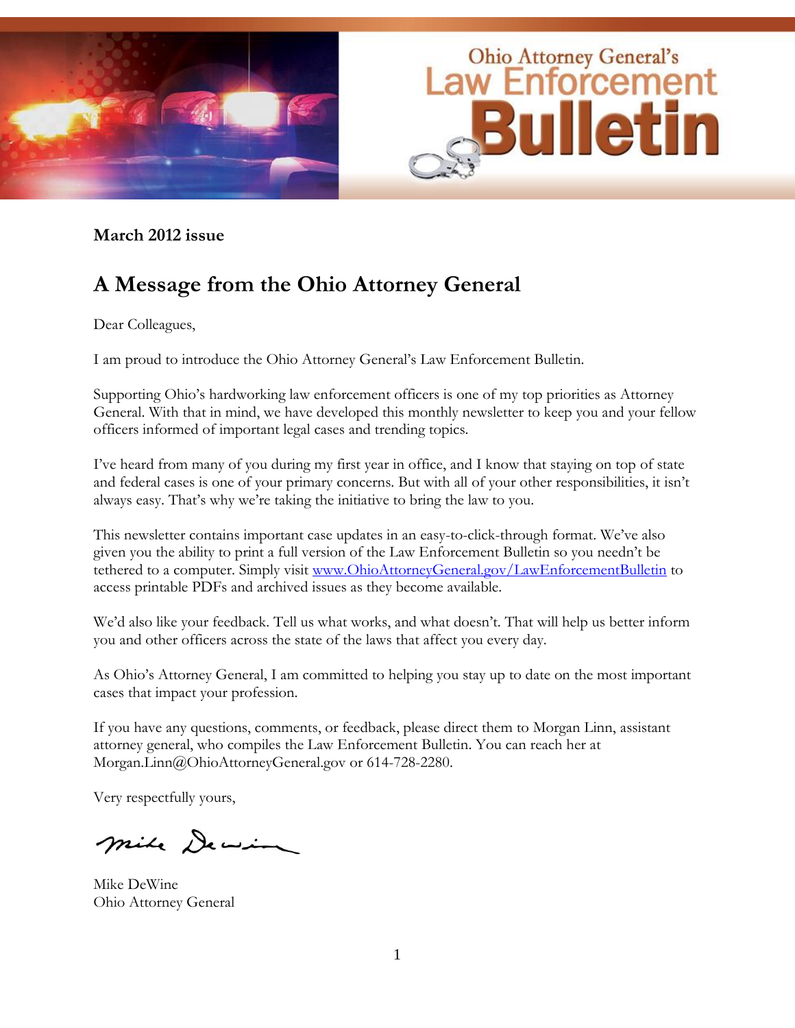# Ohio Attorney General's Law Enforcement Bulletin

**March 2012 issue**

## A Message from the Ohio Attorney General

Dear Colleagues,

I am proud to introduce the Ohio Attorney General's Law Enforcement Bulletin.

Supporting Ohio's hardworking law enforcement officers is one of my top priorities as Attorney General. With that in mind, we have developed this monthly newsletter to keep you and your fellow officers informed of important legal cases and trending topics.

I've heard from many of you during my first year in office, and I know that staying on top of state and federal cases is one of your primary concerns. But with all of your other responsibilities, it isn't always easy. That's why we're taking the initiative to bring the law to you.

This newsletter contains important case updates in an easy-to-click-through format. We've also given you the ability to print a full version of the Law Enforcement Bulletin so you needn't be tethered to a computer. Simply visit [www.OhioAttorneyGeneral.gov/LawEnforcementBulletin](http://www.OhioAttorneyGeneral.gov/LawEnforcementBulletin) to access printable PDFs and archived issues as they become available.

We'd also like your feedback. Tell us what works, and what doesn't. That will help us better inform you and other officers across the state of the laws that affect you every day.

As Ohio's Attorney General, I am committed to helping you stay up to date on the most important cases that impact your profession.

If you have any questions, comments, or feedback, please direct them to Morgan Linn, assistant attorney general, who compiles the Law Enforcement Bulletin. You can reach her at Morgan.Linn@OhioAttorneyGeneral.gov or 614-728-2280.

Very respectfully yours,

Mike DeWine
Ohio Attorney General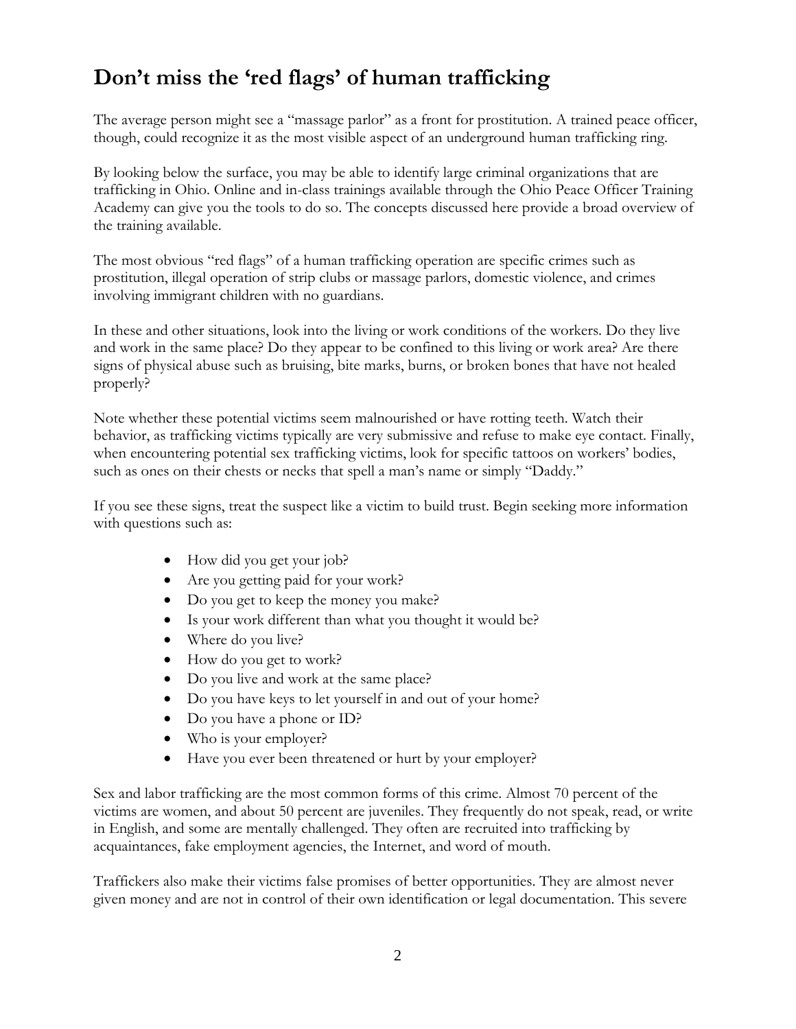# Don't miss the 'red flags' of human trafficking

The average person might see a "massage parlor" as a front for prostitution. A trained peace officer, though, could recognize it as the most visible aspect of an underground human trafficking ring.

By looking below the surface, you may be able to identify large criminal organizations that are trafficking in Ohio. Online and in-class trainings available through the Ohio Peace Officer Training Academy can give you the tools to do so. The concepts discussed here provide a broad overview of the training available.

The most obvious "red flags" of a human trafficking operation are specific crimes such as prostitution, illegal operation of strip clubs or massage parlors, domestic violence, and crimes involving immigrant children with no guardians.

In these and other situations, look into the living or work conditions of the workers. Do they live and work in the same place? Do they appear to be confined to this living or work area? Are there signs of physical abuse such as bruising, bite marks, burns, or broken bones that have not healed properly?

Note whether these potential victims seem malnourished or have rotting teeth. Watch their behavior, as trafficking victims typically are very submissive and refuse to make eye contact. Finally, when encountering potential sex trafficking victims, look for specific tattoos on workers' bodies, such as ones on their chests or necks that spell a man's name or simply "Daddy."

If you see these signs, treat the suspect like a victim to build trust. Begin seeking more information with questions such as:

- How did you get your job?
- Are you getting paid for your work?
- Do you get to keep the money you make?
- Is your work different than what you thought it would be?
- Where do you live?
- How do you get to work?
- Do you live and work at the same place?
- Do you have keys to let yourself in and out of your home?
- Do you have a phone or ID?
- Who is your employer?
- Have you ever been threatened or hurt by your employer?

Sex and labor trafficking are the most common forms of this crime. Almost 70 percent of the victims are women, and about 50 percent are juveniles. They frequently do not speak, read, or write in English, and some are mentally challenged. They often are recruited into trafficking by acquaintances, fake employment agencies, the Internet, and word of mouth.

Traffickers also make their victims false promises of better opportunities. They are almost never given money and are not in control of their own identification or legal documentation. This severe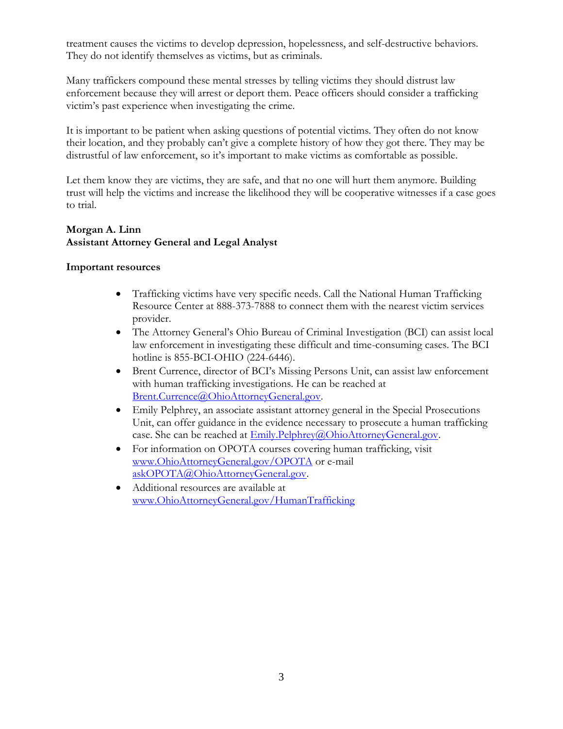treatment causes the victims to develop depression, hopelessness, and self-destructive behaviors. They do not identify themselves as victims, but as criminals.

Many traffickers compound these mental stresses by telling victims they should distrust law enforcement because they will arrest or deport them. Peace officers should consider a trafficking victim's past experience when investigating the crime.

It is important to be patient when asking questions of potential victims. They often do not know their location, and they probably can't give a complete history of how they got there. They may be distrustful of law enforcement, so it's important to make victims as comfortable as possible.

Let them know they are victims, they are safe, and that no one will hurt them anymore. Building trust will help the victims and increase the likelihood they will be cooperative witnesses if a case goes to trial.

**Morgan A. Linn**
**Assistant Attorney General and Legal Analyst**

**Important resources**

- Trafficking victims have very specific needs. Call the National Human Trafficking Resource Center at 888-373-7888 to connect them with the nearest victim services provider.
- The Attorney General's Ohio Bureau of Criminal Investigation (BCI) can assist local law enforcement in investigating these difficult and time-consuming cases. The BCI hotline is 855-BCI-OHIO (224-6446).
- Brent Currence, director of BCI's Missing Persons Unit, can assist law enforcement with human trafficking investigations. He can be reached at Brent.Currence@OhioAttorneyGeneral.gov.
- Emily Pelphrey, an associate assistant attorney general in the Special Prosecutions Unit, can offer guidance in the evidence necessary to prosecute a human trafficking case. She can be reached at Emily.Pelphrey@OhioAttorneyGeneral.gov.
- For information on OPOTA courses covering human trafficking, visit www.OhioAttorneyGeneral.gov/OPOTA or e-mail askOPOTA@OhioAttorneyGeneral.gov.
- Additional resources are available at www.OhioAttorneyGeneral.gov/HumanTrafficking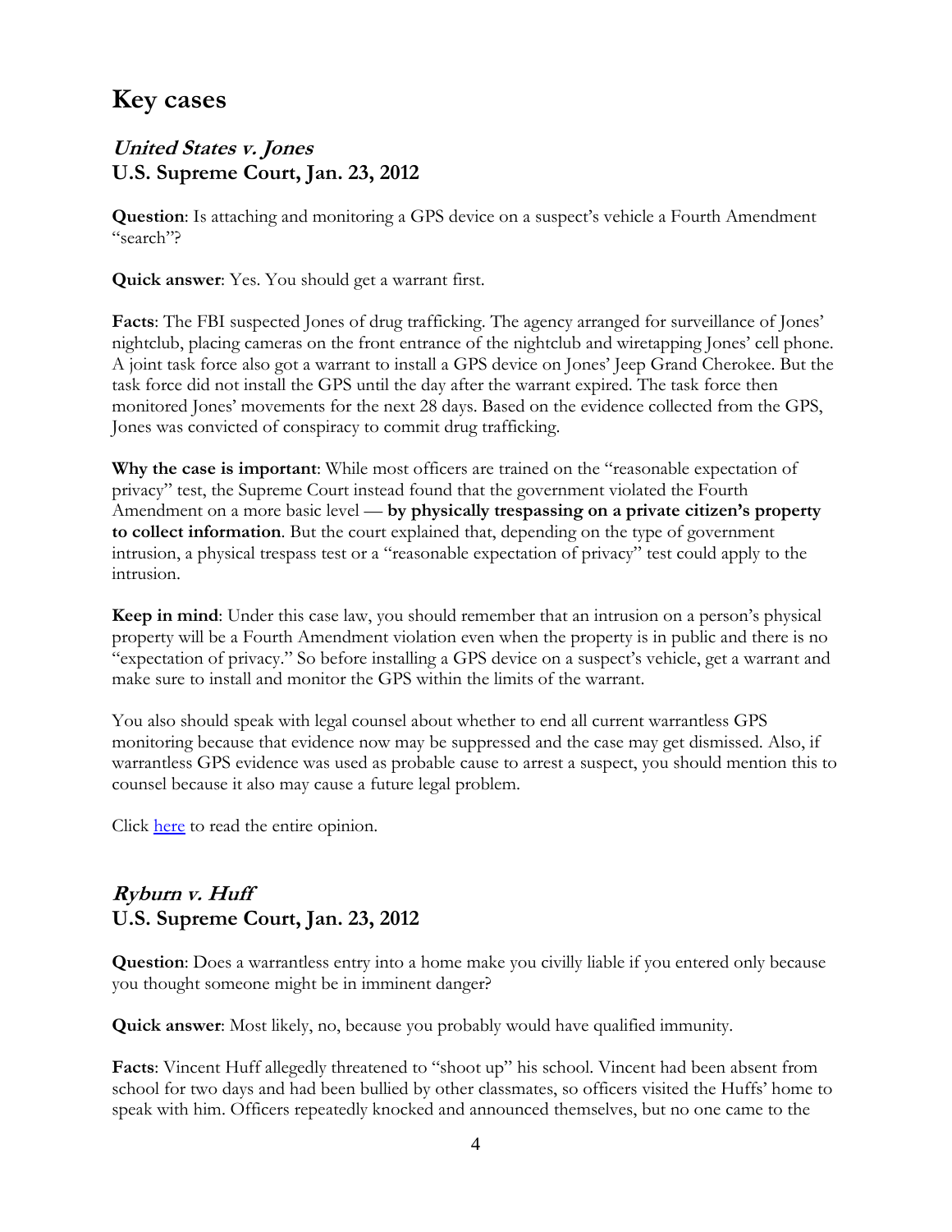## Key cases

### *United States v. Jones*
### U.S. Supreme Court, Jan. 23, 2012

**Question**: Is attaching and monitoring a GPS device on a suspect's vehicle a Fourth Amendment "search"?

**Quick answer**: Yes. You should get a warrant first.

**Facts**: The FBI suspected Jones of drug trafficking. The agency arranged for surveillance of Jones' nightclub, placing cameras on the front entrance of the nightclub and wiretapping Jones' cell phone. A joint task force also got a warrant to install a GPS device on Jones' Jeep Grand Cherokee. But the task force did not install the GPS until the day after the warrant expired. The task force then monitored Jones' movements for the next 28 days. Based on the evidence collected from the GPS, Jones was convicted of conspiracy to commit drug trafficking.

**Why the case is important**: While most officers are trained on the "reasonable expectation of privacy" test, the Supreme Court instead found that the government violated the Fourth Amendment on a more basic level — **by physically trespassing on a private citizen's property to collect information**. But the court explained that, depending on the type of government intrusion, a physical trespass test or a "reasonable expectation of privacy" test could apply to the intrusion.

**Keep in mind**: Under this case law, you should remember that an intrusion on a person's physical property will be a Fourth Amendment violation even when the property is in public and there is no "expectation of privacy." So before installing a GPS device on a suspect's vehicle, get a warrant and make sure to install and monitor the GPS within the limits of the warrant.

You also should speak with legal counsel about whether to end all current warrantless GPS monitoring because that evidence now may be suppressed and the case may get dismissed. Also, if warrantless GPS evidence was used as probable cause to arrest a suspect, you should mention this to counsel because it also may cause a future legal problem.

Click [here] to read the entire opinion.

### *Ryburn v. Huff*
### U.S. Supreme Court, Jan. 23, 2012

**Question**: Does a warrantless entry into a home make you civilly liable if you entered only because you thought someone might be in imminent danger?

**Quick answer**: Most likely, no, because you probably would have qualified immunity.

**Facts**: Vincent Huff allegedly threatened to "shoot up" his school. Vincent had been absent from school for two days and had been bullied by other classmates, so officers visited the Huffs' home to speak with him. Officers repeatedly knocked and announced themselves, but no one came to the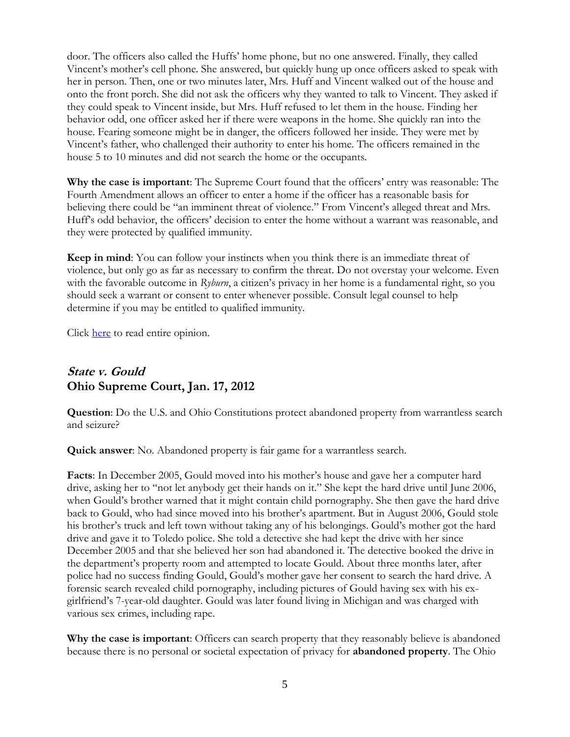door. The officers also called the Huffs' home phone, but no one answered. Finally, they called Vincent's mother's cell phone. She answered, but quickly hung up once officers asked to speak with her in person. Then, one or two minutes later, Mrs. Huff and Vincent walked out of the house and onto the front porch. She did not ask the officers why they wanted to talk to Vincent. They asked if they could speak to Vincent inside, but Mrs. Huff refused to let them in the house. Finding her behavior odd, one officer asked her if there were weapons in the home. She quickly ran into the house. Fearing someone might be in danger, the officers followed her inside. They were met by Vincent's father, who challenged their authority to enter his home. The officers remained in the house 5 to 10 minutes and did not search the home or the occupants.

**Why the case is important**: The Supreme Court found that the officers' entry was reasonable: The Fourth Amendment allows an officer to enter a home if the officer has a reasonable basis for believing there could be "an imminent threat of violence." From Vincent's alleged threat and Mrs. Huff's odd behavior, the officers' decision to enter the home without a warrant was reasonable, and they were protected by qualified immunity.

**Keep in mind**: You can follow your instincts when you think there is an immediate threat of violence, but only go as far as necessary to confirm the threat. Do not overstay your welcome. Even with the favorable outcome in *Ryburn*, a citizen's privacy in her home is a fundamental right, so you should seek a warrant or consent to enter whenever possible. Consult legal counsel to help determine if you may be entitled to qualified immunity.

Click here to read entire opinion.

## *State v. Gould*
## Ohio Supreme Court, Jan. 17, 2012

**Question**: Do the U.S. and Ohio Constitutions protect abandoned property from warrantless search and seizure?

**Quick answer**: No. Abandoned property is fair game for a warrantless search.

**Facts**: In December 2005, Gould moved into his mother's house and gave her a computer hard drive, asking her to "not let anybody get their hands on it." She kept the hard drive until June 2006, when Gould's brother warned that it might contain child pornography. She then gave the hard drive back to Gould, who had since moved into his brother's apartment. But in August 2006, Gould stole his brother's truck and left town without taking any of his belongings. Gould's mother got the hard drive and gave it to Toledo police. She told a detective she had kept the drive with her since December 2005 and that she believed her son had abandoned it. The detective booked the drive in the department's property room and attempted to locate Gould. About three months later, after police had no success finding Gould, Gould's mother gave her consent to search the hard drive. A forensic search revealed child pornography, including pictures of Gould having sex with his ex-girlfriend's 7-year-old daughter. Gould was later found living in Michigan and was charged with various sex crimes, including rape.

**Why the case is important**: Officers can search property that they reasonably believe is abandoned because there is no personal or societal expectation of privacy for **abandoned property**. The Ohio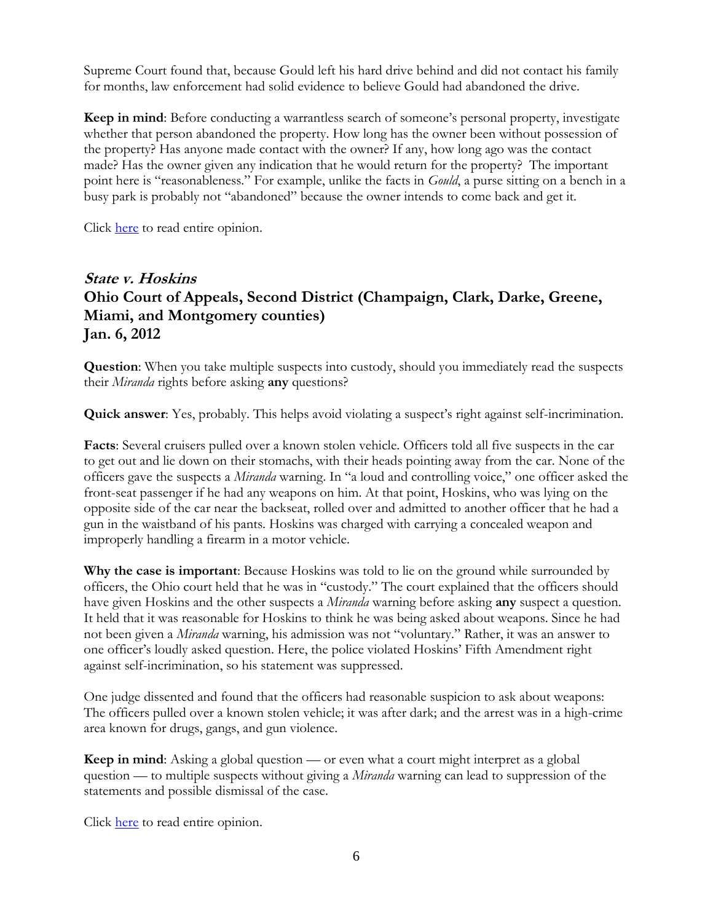Supreme Court found that, because Gould left his hard drive behind and did not contact his family for months, law enforcement had solid evidence to believe Gould had abandoned the drive.

**Keep in mind**: Before conducting a warrantless search of someone's personal property, investigate whether that person abandoned the property. How long has the owner been without possession of the property? Has anyone made contact with the owner? If any, how long ago was the contact made? Has the owner given any indication that he would return for the property? The important point here is "reasonableness." For example, unlike the facts in *Gould*, a purse sitting on a bench in a busy park is probably not "abandoned" because the owner intends to come back and get it.

Click here to read entire opinion.

## *State v. Hoskins*
## Ohio Court of Appeals, Second District (Champaign, Clark, Darke, Greene, Miami, and Montgomery counties)
## Jan. 6, 2012

**Question**: When you take multiple suspects into custody, should you immediately read the suspects their *Miranda* rights before asking **any** questions?

**Quick answer**: Yes, probably. This helps avoid violating a suspect's right against self-incrimination.

**Facts**: Several cruisers pulled over a known stolen vehicle. Officers told all five suspects in the car to get out and lie down on their stomachs, with their heads pointing away from the car. None of the officers gave the suspects a *Miranda* warning. In "a loud and controlling voice," one officer asked the front-seat passenger if he had any weapons on him. At that point, Hoskins, who was lying on the opposite side of the car near the backseat, rolled over and admitted to another officer that he had a gun in the waistband of his pants. Hoskins was charged with carrying a concealed weapon and improperly handling a firearm in a motor vehicle.

**Why the case is important**: Because Hoskins was told to lie on the ground while surrounded by officers, the Ohio court held that he was in "custody." The court explained that the officers should have given Hoskins and the other suspects a *Miranda* warning before asking **any** suspect a question. It held that it was reasonable for Hoskins to think he was being asked about weapons. Since he had not been given a *Miranda* warning, his admission was not "voluntary." Rather, it was an answer to one officer's loudly asked question. Here, the police violated Hoskins' Fifth Amendment right against self-incrimination, so his statement was suppressed.

One judge dissented and found that the officers had reasonable suspicion to ask about weapons: The officers pulled over a known stolen vehicle; it was after dark; and the arrest was in a high-crime area known for drugs, gangs, and gun violence.

**Keep in mind**: Asking a global question — or even what a court might interpret as a global question — to multiple suspects without giving a *Miranda* warning can lead to suppression of the statements and possible dismissal of the case.

Click here to read entire opinion.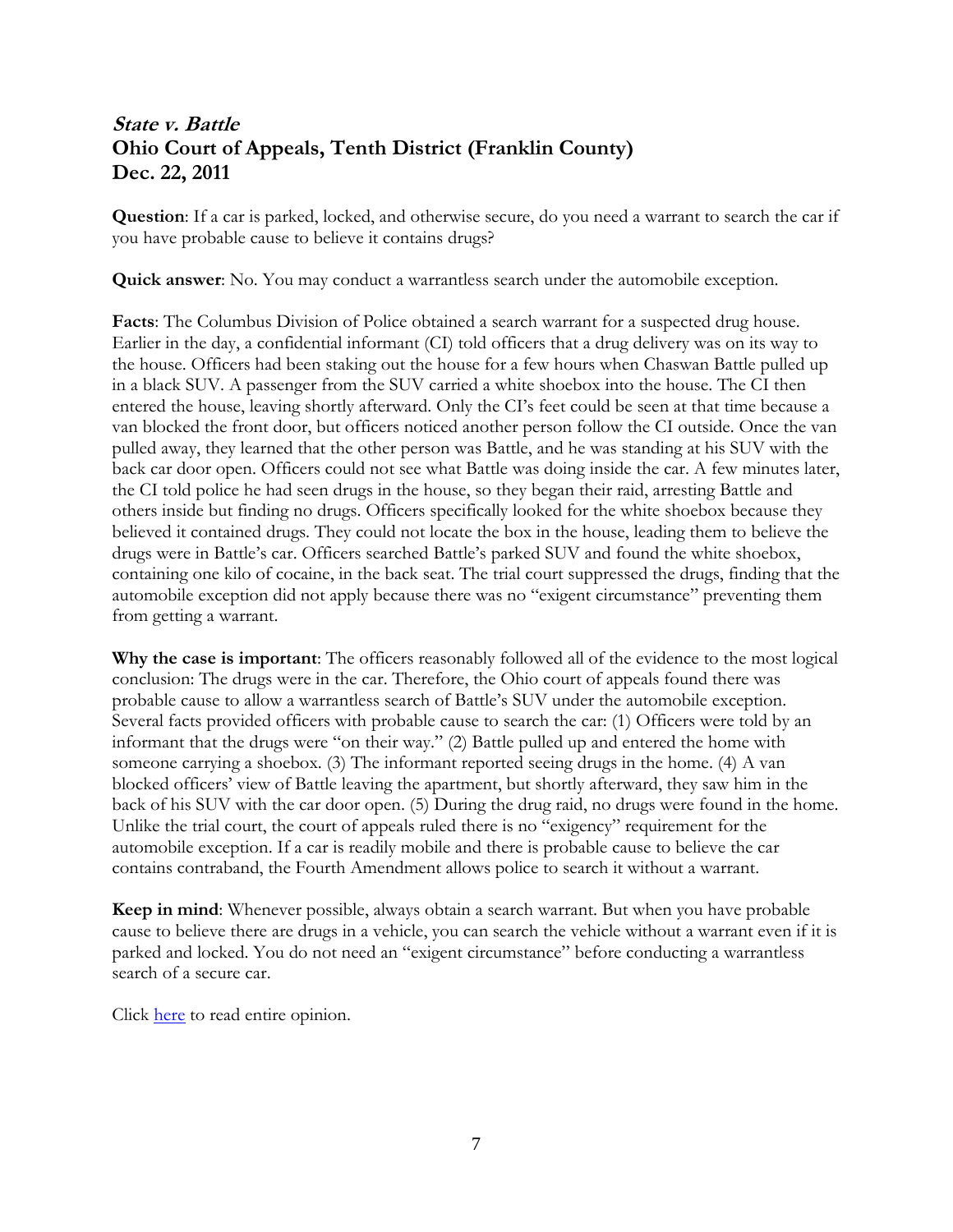## *State v. Battle*
## Ohio Court of Appeals, Tenth District (Franklin County)
## Dec. 22, 2011

**Question**: If a car is parked, locked, and otherwise secure, do you need a warrant to search the car if you have probable cause to believe it contains drugs?

**Quick answer**: No. You may conduct a warrantless search under the automobile exception.

**Facts**: The Columbus Division of Police obtained a search warrant for a suspected drug house. Earlier in the day, a confidential informant (CI) told officers that a drug delivery was on its way to the house. Officers had been staking out the house for a few hours when Chaswan Battle pulled up in a black SUV. A passenger from the SUV carried a white shoebox into the house. The CI then entered the house, leaving shortly afterward. Only the CI's feet could be seen at that time because a van blocked the front door, but officers noticed another person follow the CI outside. Once the van pulled away, they learned that the other person was Battle, and he was standing at his SUV with the back car door open. Officers could not see what Battle was doing inside the car. A few minutes later, the CI told police he had seen drugs in the house, so they began their raid, arresting Battle and others inside but finding no drugs. Officers specifically looked for the white shoebox because they believed it contained drugs. They could not locate the box in the house, leading them to believe the drugs were in Battle's car. Officers searched Battle's parked SUV and found the white shoebox, containing one kilo of cocaine, in the back seat. The trial court suppressed the drugs, finding that the automobile exception did not apply because there was no "exigent circumstance" preventing them from getting a warrant.

**Why the case is important**: The officers reasonably followed all of the evidence to the most logical conclusion: The drugs were in the car. Therefore, the Ohio court of appeals found there was probable cause to allow a warrantless search of Battle's SUV under the automobile exception. Several facts provided officers with probable cause to search the car: (1) Officers were told by an informant that the drugs were "on their way." (2) Battle pulled up and entered the home with someone carrying a shoebox. (3) The informant reported seeing drugs in the home. (4) A van blocked officers' view of Battle leaving the apartment, but shortly afterward, they saw him in the back of his SUV with the car door open. (5) During the drug raid, no drugs were found in the home. Unlike the trial court, the court of appeals ruled there is no "exigency" requirement for the automobile exception. If a car is readily mobile and there is probable cause to believe the car contains contraband, the Fourth Amendment allows police to search it without a warrant.

**Keep in mind**: Whenever possible, always obtain a search warrant. But when you have probable cause to believe there are drugs in a vehicle, you can search the vehicle without a warrant even if it is parked and locked. You do not need an "exigent circumstance" before conducting a warrantless search of a secure car.

Click here to read entire opinion.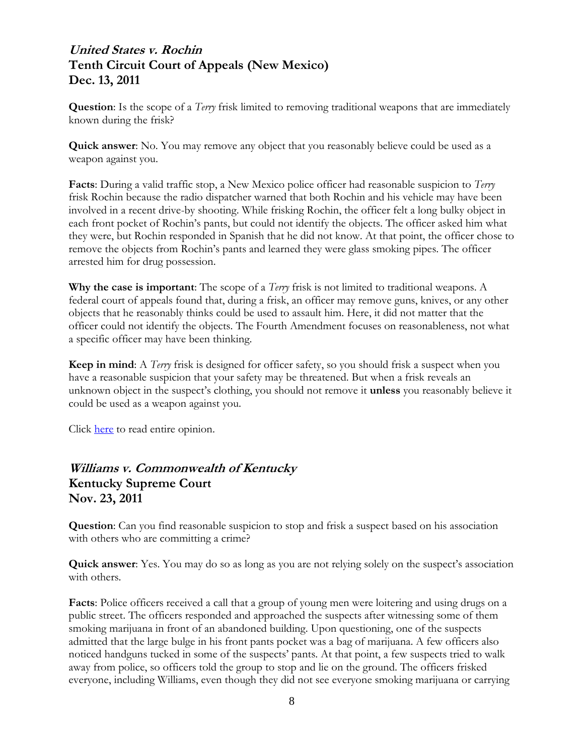## *United States v. Rochin*
## Tenth Circuit Court of Appeals (New Mexico)
## Dec. 13, 2011

**Question**: Is the scope of a *Terry* frisk limited to removing traditional weapons that are immediately known during the frisk?

**Quick answer**: No. You may remove any object that you reasonably believe could be used as a weapon against you.

**Facts**: During a valid traffic stop, a New Mexico police officer had reasonable suspicion to *Terry* frisk Rochin because the radio dispatcher warned that both Rochin and his vehicle may have been involved in a recent drive-by shooting. While frisking Rochin, the officer felt a long bulky object in each front pocket of Rochin's pants, but could not identify the objects. The officer asked him what they were, but Rochin responded in Spanish that he did not know. At that point, the officer chose to remove the objects from Rochin's pants and learned they were glass smoking pipes. The officer arrested him for drug possession.

**Why the case is important**: The scope of a *Terry* frisk is not limited to traditional weapons. A federal court of appeals found that, during a frisk, an officer may remove guns, knives, or any other objects that he reasonably thinks could be used to assault him. Here, it did not matter that the officer could not identify the objects. The Fourth Amendment focuses on reasonableness, not what a specific officer may have been thinking.

**Keep in mind**: A *Terry* frisk is designed for officer safety, so you should frisk a suspect when you have a reasonable suspicion that your safety may be threatened. But when a frisk reveals an unknown object in the suspect's clothing, you should not remove it **unless** you reasonably believe it could be used as a weapon against you.

Click here to read entire opinion.

## *Williams v. Commonwealth of Kentucky*
## Kentucky Supreme Court
## Nov. 23, 2011

**Question**: Can you find reasonable suspicion to stop and frisk a suspect based on his association with others who are committing a crime?

**Quick answer**: Yes. You may do so as long as you are not relying solely on the suspect's association with others.

**Facts**: Police officers received a call that a group of young men were loitering and using drugs on a public street. The officers responded and approached the suspects after witnessing some of them smoking marijuana in front of an abandoned building. Upon questioning, one of the suspects admitted that the large bulge in his front pants pocket was a bag of marijuana. A few officers also noticed handguns tucked in some of the suspects' pants. At that point, a few suspects tried to walk away from police, so officers told the group to stop and lie on the ground. The officers frisked everyone, including Williams, even though they did not see everyone smoking marijuana or carrying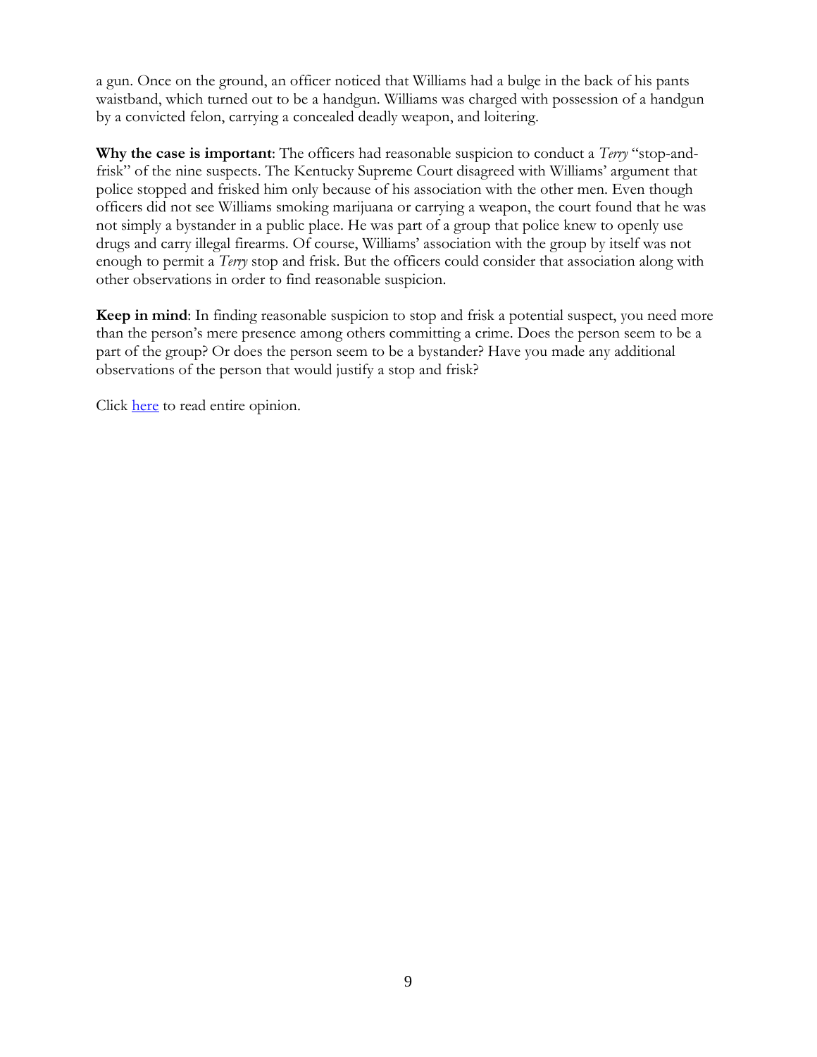a gun. Once on the ground, an officer noticed that Williams had a bulge in the back of his pants waistband, which turned out to be a handgun. Williams was charged with possession of a handgun by a convicted felon, carrying a concealed deadly weapon, and loitering.

**Why the case is important**: The officers had reasonable suspicion to conduct a *Terry* "stop-and-frisk" of the nine suspects. The Kentucky Supreme Court disagreed with Williams' argument that police stopped and frisked him only because of his association with the other men. Even though officers did not see Williams smoking marijuana or carrying a weapon, the court found that he was not simply a bystander in a public place. He was part of a group that police knew to openly use drugs and carry illegal firearms. Of course, Williams' association with the group by itself was not enough to permit a *Terry* stop and frisk. But the officers could consider that association along with other observations in order to find reasonable suspicion.

**Keep in mind**: In finding reasonable suspicion to stop and frisk a potential suspect, you need more than the person's mere presence among others committing a crime. Does the person seem to be a part of the group? Or does the person seem to be a bystander? Have you made any additional observations of the person that would justify a stop and frisk?

Click here to read entire opinion.